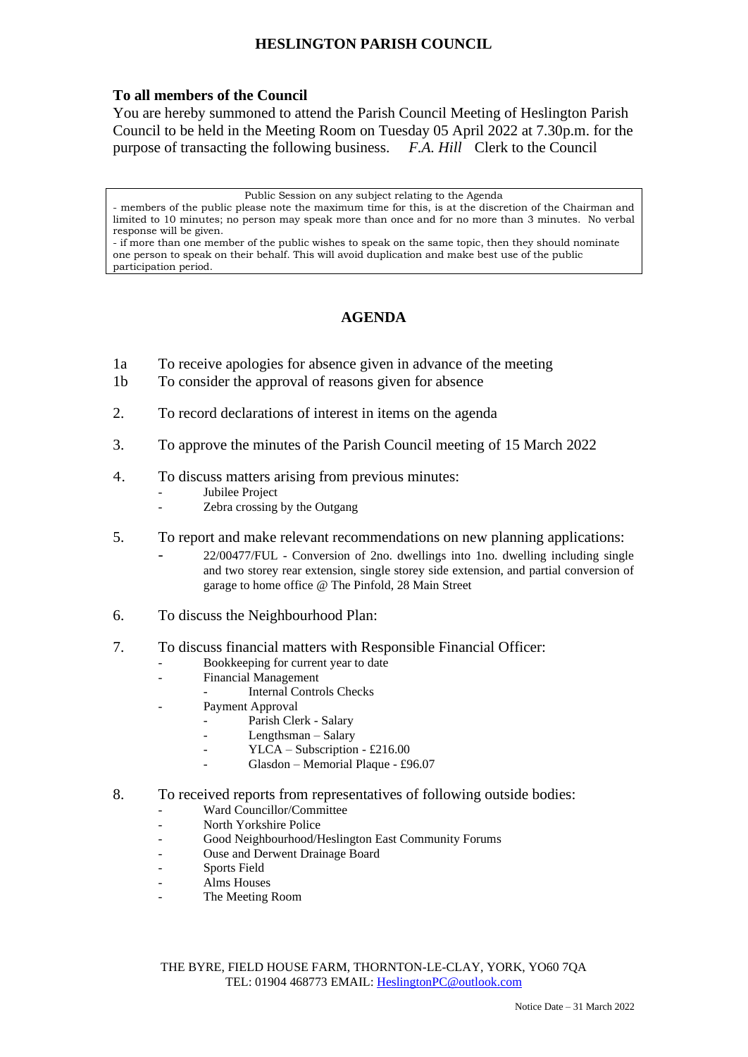# HESLINGTON PARISH COUNCIL

**To all members of the Council**

You are hereby summoned to attend the Parish Council Meeting of Heslington Parish Council to be held in the Meeting Room on Tuesday 05 April 2022 at 7.30p.m. for the purpose of transacting the following business. *F.A. Hill* Clerk to the Council

> Public Session on any subject relating to the Agenda
>
> - members of the public please note the maximum time for this, is at the discretion of the Chairman and limited to 10 minutes; no person may speak more than once and for no more than 3 minutes. No verbal response will be given.
> - if more than one member of the public wishes to speak on the same topic, then they should nominate one person to speak on their behalf. This will avoid duplication and make best use of the public participation period.

## AGENDA

1a To receive apologies for absence given in advance of the meeting

1b To consider the approval of reasons given for absence

2. To record declarations of interest in items on the agenda

3. To approve the minutes of the Parish Council meeting of 15 March 2022

4. To discuss matters arising from previous minutes:
   - Jubilee Project
   - Zebra crossing by the Outgang

5. To report and make relevant recommendations on new planning applications:
   - 22/00477/FUL - Conversion of 2no. dwellings into 1no. dwelling including single and two storey rear extension, single storey side extension, and partial conversion of garage to home office @ The Pinfold, 28 Main Street

6. To discuss the Neighbourhood Plan:

7. To discuss financial matters with Responsible Financial Officer:
   - Bookkeeping for current year to date
   - Financial Management
     - Internal Controls Checks
   - Payment Approval
     - Parish Clerk - Salary
     - Lengthsman – Salary
     - YLCA – Subscription - £216.00
     - Glasdon – Memorial Plaque - £96.07

8. To received reports from representatives of following outside bodies:
   - Ward Councillor/Committee
   - North Yorkshire Police
   - Good Neighbourhood/Heslington East Community Forums
   - Ouse and Derwent Drainage Board
   - Sports Field
   - Alms Houses
   - The Meeting Room

THE BYRE, FIELD HOUSE FARM, THORNTON-LE-CLAY, YORK, YO60 7QA
TEL: 01904 468773 EMAIL: HeslingtonPC@outlook.com

Notice Date – 31 March 2022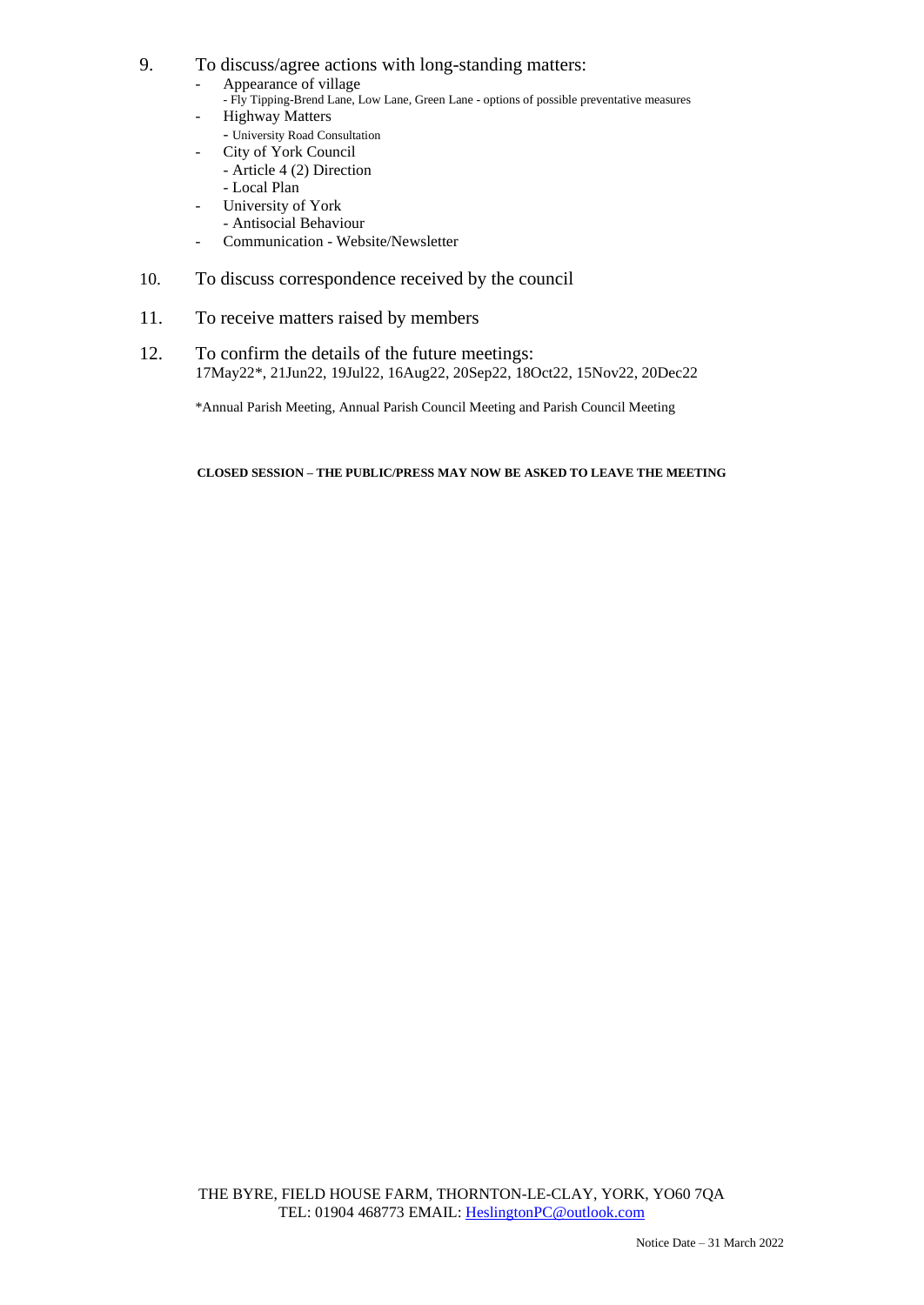9. To discuss/agree actions with long-standing matters:
   - Appearance of village
     - Fly Tipping-Brend Lane, Low Lane, Green Lane - options of possible preventative measures
   - Highway Matters
     - University Road Consultation
   - City of York Council
     - Article 4 (2) Direction
     - Local Plan
   - University of York
     - Antisocial Behaviour
   - Communication - Website/Newsletter

10. To discuss correspondence received by the council

11. To receive matters raised by members

12. To confirm the details of the future meetings:
    17May22*, 21Jun22, 19Jul22, 16Aug22, 20Sep22, 18Oct22, 15Nov22, 20Dec22

    *Annual Parish Meeting, Annual Parish Council Meeting and Parish Council Meeting

**CLOSED SESSION – THE PUBLIC/PRESS MAY NOW BE ASKED TO LEAVE THE MEETING**

THE BYRE, FIELD HOUSE FARM, THORNTON-LE-CLAY, YORK, YO60 7QA
TEL: 01904 468773 EMAIL: HeslingtonPC@outlook.com

Notice Date – 31 March 2022